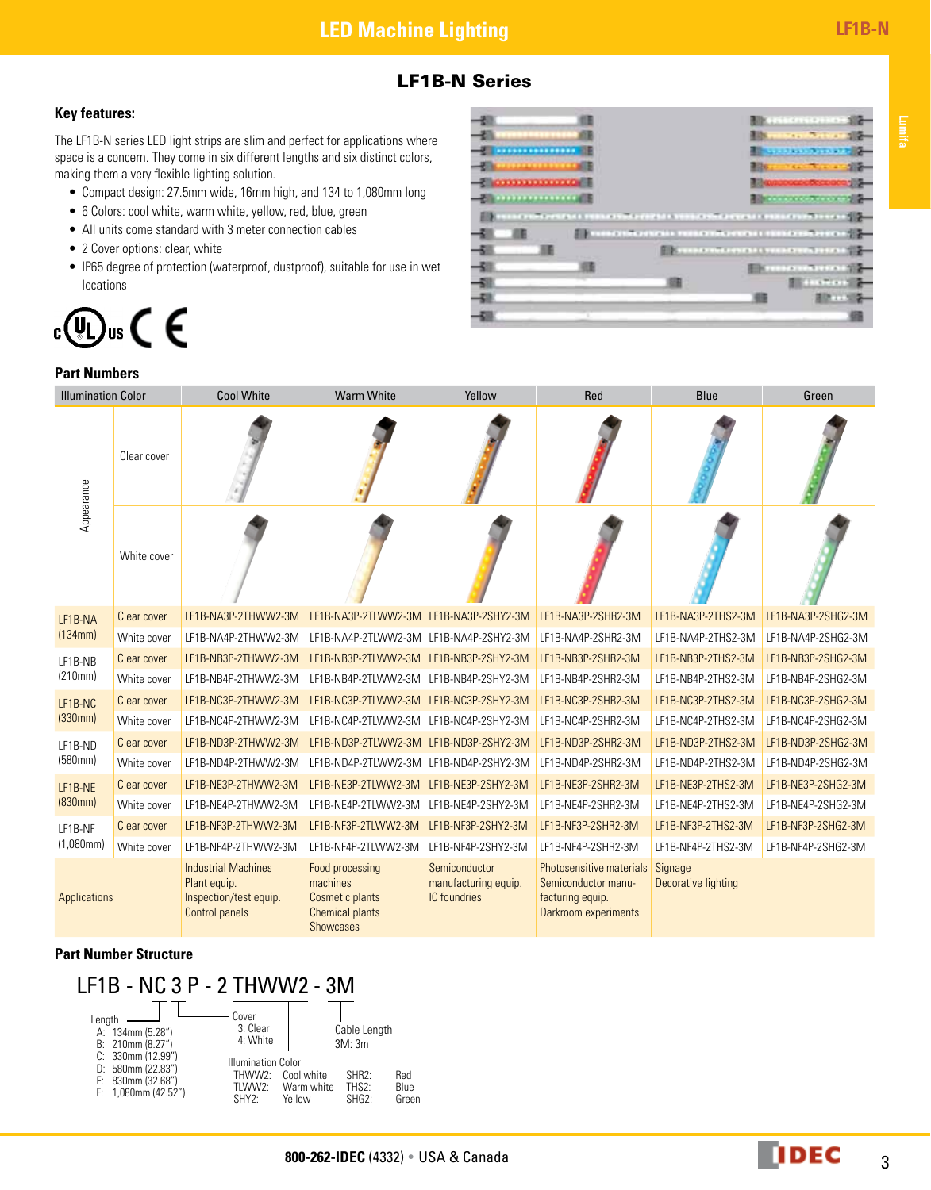# LED Machine Lighting

## LF1B-N Series

### Key features:

The LF1B-N series LED light strips are slim and perfect for applications where space is a concern. They come in six different lengths and six distinct colors, making them a very flexible lighting solution.

- Compact design: 27.5mm wide, 16mm high, and 134 to 1,080mm long
- 6 Colors: cool white, warm white, yellow, red, blue, green
- All units come standard with 3 meter connection cables
- 2 Cover options: clear, white
- IP65 degree of protection (waterproof, dustproof), suitable for use in wet locations

### Part Numbers

| Illumination Color | | Cool White | Warm White | Yellow | Red | Blue | Green |
|---|---|---|---|---|---|---|---|
| Appearance | Clear cover | | | | | | |
| | White cover | | | | | | |
| LF1B-NA (134mm) | Clear cover | LF1B-NA3P-2THWW2-3M | LF1B-NA3P-2TLWW2-3M | LF1B-NA3P-2SHY2-3M | LF1B-NA3P-2SHR2-3M | LF1B-NA3P-2THS2-3M | LF1B-NA3P-2SHG2-3M |
| | White cover | LF1B-NA4P-2THWW2-3M | LF1B-NA4P-2TLWW2-3M | LF1B-NA4P-2SHY2-3M | LF1B-NA4P-2SHR2-3M | LF1B-NA4P-2THS2-3M | LF1B-NA4P-2SHG2-3M |
| LF1B-NB (210mm) | Clear cover | LF1B-NB3P-2THWW2-3M | LF1B-NB3P-2TLWW2-3M | LF1B-NB3P-2SHY2-3M | LF1B-NB3P-2SHR2-3M | LF1B-NB3P-2THS2-3M | LF1B-NB3P-2SHG2-3M |
| | White cover | LF1B-NB4P-2THWW2-3M | LF1B-NB4P-2TLWW2-3M | LF1B-NB4P-2SHY2-3M | LF1B-NB4P-2SHR2-3M | LF1B-NB4P-2THS2-3M | LF1B-NB4P-2SHG2-3M |
| LF1B-NC (330mm) | Clear cover | LF1B-NC3P-2THWW2-3M | LF1B-NC3P-2TLWW2-3M | LF1B-NC3P-2SHY2-3M | LF1B-NC3P-2SHR2-3M | LF1B-NC3P-2THS2-3M | LF1B-NC3P-2SHG2-3M |
| | White cover | LF1B-NC4P-2THWW2-3M | LF1B-NC4P-2TLWW2-3M | LF1B-NC4P-2SHY2-3M | LF1B-NC4P-2SHR2-3M | LF1B-NC4P-2THS2-3M | LF1B-NC4P-2SHG2-3M |
| LF1B-ND (580mm) | Clear cover | LF1B-ND3P-2THWW2-3M | LF1B-ND3P-2TLWW2-3M | LF1B-ND3P-2SHY2-3M | LF1B-ND3P-2SHR2-3M | LF1B-ND3P-2THS2-3M | LF1B-ND3P-2SHG2-3M |
| | White cover | LF1B-ND4P-2THWW2-3M | LF1B-ND4P-2TLWW2-3M | LF1B-ND4P-2SHY2-3M | LF1B-ND4P-2SHR2-3M | LF1B-ND4P-2THS2-3M | LF1B-ND4P-2SHG2-3M |
| LF1B-NE (830mm) | Clear cover | LF1B-NE3P-2THWW2-3M | LF1B-NE3P-2TLWW2-3M | LF1B-NE3P-2SHY2-3M | LF1B-NE3P-2SHR2-3M | LF1B-NE3P-2THS2-3M | LF1B-NE3P-2SHG2-3M |
| | White cover | LF1B-NE4P-2THWW2-3M | LF1B-NE4P-2TLWW2-3M | LF1B-NE4P-2SHY2-3M | LF1B-NE4P-2SHR2-3M | LF1B-NE4P-2THS2-3M | LF1B-NE4P-2SHG2-3M |
| LF1B-NF (1,080mm) | Clear cover | LF1B-NF3P-2THWW2-3M | LF1B-NF3P-2TLWW2-3M | LF1B-NF3P-2SHY2-3M | LF1B-NF3P-2SHR2-3M | LF1B-NF3P-2THS2-3M | LF1B-NF3P-2SHG2-3M |
| | White cover | LF1B-NF4P-2THWW2-3M | LF1B-NF4P-2TLWW2-3M | LF1B-NF4P-2SHY2-3M | LF1B-NF4P-2SHR2-3M | LF1B-NF4P-2THS2-3M | LF1B-NF4P-2SHG2-3M |
| Applications | | Industrial Machines, Plant equip., Inspection/test equip., Control panels | Food processing machines, Cosmetic plants, Chemical plants, Showcases | Semiconductor manufacturing equip., IC foundries | Photosensitive materials, Semiconductor manufacturing equip., Darkroom experiments | Signage, Decorative lighting | |

### Part Number Structure

**LF1B - NC 3 P - 2 THWW2 - 3M**

**Length**
- A: 134mm (5.28")
- B: 210mm (8.27")
- C: 330mm (12.99")
- D: 580mm (22.83")
- E: 830mm (32.68")
- F: 1,080mm (42.52")

**Cover**
- 3: Clear
- 4: White

**Cable Length**
- 3M: 3m

**Illumination Color**

| | | | |
|---|---|---|---|
| THWW2: | Cool white | SHR2: | Red |
| TLWW2: | Warm white | THS2: | Blue |
| SHY2: | Yellow | SHG2: | Green |

**800-262-IDEC** (4332) • USA & Canada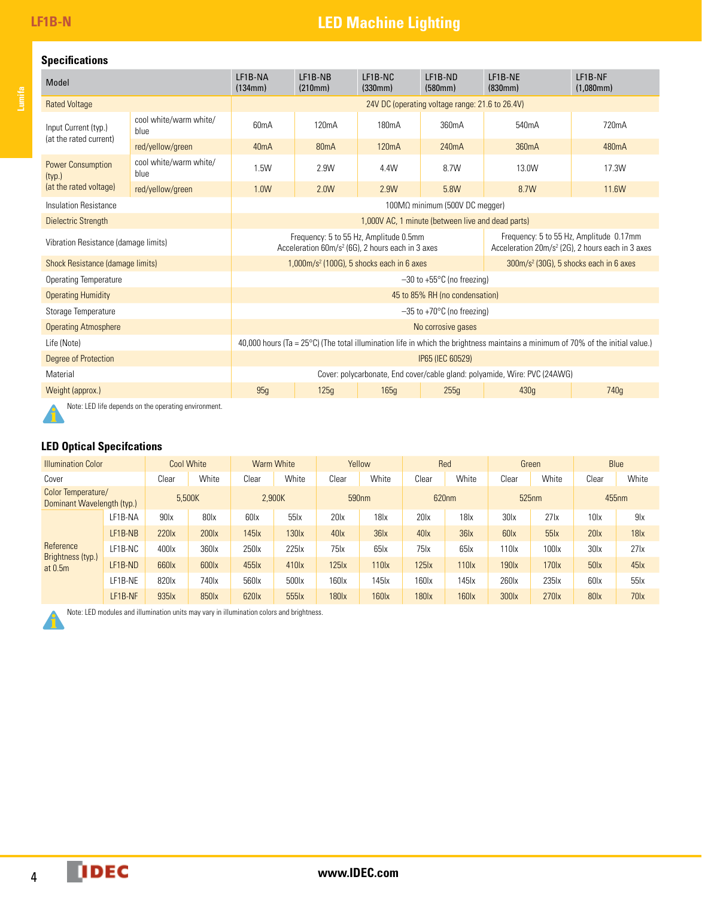## Specifications

| Model | | LF1B-NA (134mm) | LF1B-NB (210mm) | LF1B-NC (330mm) | LF1B-ND (580mm) | LF1B-NE (830mm) | LF1B-NF (1,080mm) |
|---|---|---|---|---|---|---|---|
| Rated Voltage | | 24V DC (operating voltage range: 21.6 to 26.4V) | | | | | |
| Input Current (typ.) (at the rated current) | cool white/warm white/ blue | 60mA | 120mA | 180mA | 360mA | 540mA | 720mA |
| | red/yellow/green | 40mA | 80mA | 120mA | 240mA | 360mA | 480mA |
| Power Consumption (typ.) (at the rated voltage) | cool white/warm white/ blue | 1.5W | 2.9W | 4.4W | 8.7W | 13.0W | 17.3W |
| | red/yellow/green | 1.0W | 2.0W | 2.9W | 5.8W | 8.7W | 11.6W |
| Insulation Resistance | | 100MΩ minimum (500V DC megger) | | | | | |
| Dielectric Strength | | 1,000V AC, 1 minute (between live and dead parts) | | | | | |
| Vibration Resistance (damage limits) | | Frequency: 5 to 55 Hz, Amplitude 0.5mm Acceleration 60m/s² (6G), 2 hours each in 3 axes | | | | Frequency: 5 to 55 Hz, Amplitude 0.17mm Acceleration 20m/s² (2G), 2 hours each in 3 axes | |
| Shock Resistance (damage limits) | | 1,000m/s² (100G), 5 shocks each in 6 axes | | | | 300m/s² (30G), 5 shocks each in 6 axes | |
| Operating Temperature | | –30 to +55°C (no freezing) | | | | | |
| Operating Humidity | | 45 to 85% RH (no condensation) | | | | | |
| Storage Temperature | | –35 to +70°C (no freezing) | | | | | |
| Operating Atmosphere | | No corrosive gases | | | | | |
| Life (Note) | | 40,000 hours (Ta = 25°C) (The total illumination life in which the brightness maintains a minimum of 70% of the initial value.) | | | | | |
| Degree of Protection | | IP65 (IEC 60529) | | | | | |
| Material | | Cover: polycarbonate, End cover/cable gland: polyamide, Wire: PVC (24AWG) | | | | | |
| Weight (approx.) | | 95g | 125g | 165g | 255g | 430g | 740g |

Note: LED life depends on the operating environment.

## LED Optical Specifcations

| Illumination Color | | Cool White | | Warm White | | Yellow | | Red | | Green | | Blue | |
|---|---|---|---|---|---|---|---|---|---|---|---|---|---|
| Cover | | Clear | White | Clear | White | Clear | White | Clear | White | Clear | White | Clear | White |
| Color Temperature/ Dominant Wavelength (typ.) | | 5,500K | | 2,900K | | 590nm | | 620nm | | 525nm | | 455nm | |
| Reference Brightness (typ.) at 0.5m | LF1B-NA | 90lx | 80lx | 60lx | 55lx | 20lx | 18lx | 20lx | 18lx | 30lx | 27lx | 10lx | 9lx |
| | LF1B-NB | 220lx | 200lx | 145lx | 130lx | 40lx | 36lx | 40lx | 36lx | 60lx | 55lx | 20lx | 18lx |
| | LF1B-NC | 400lx | 360lx | 250lx | 225lx | 75lx | 65lx | 75lx | 65lx | 110lx | 100lx | 30lx | 27lx |
| | LF1B-ND | 660lx | 600lx | 455lx | 410lx | 125lx | 110lx | 125lx | 110lx | 190lx | 170lx | 50lx | 45lx |
| | LF1B-NE | 820lx | 740lx | 560lx | 500lx | 160lx | 145lx | 160lx | 145lx | 260lx | 235lx | 60lx | 55lx |
| | LF1B-NF | 935lx | 850lx | 620lx | 555lx | 180lx | 160lx | 180lx | 160lx | 300lx | 270lx | 80lx | 70lx |

Note: LED modules and illumination units may vary in illumination colors and brightness.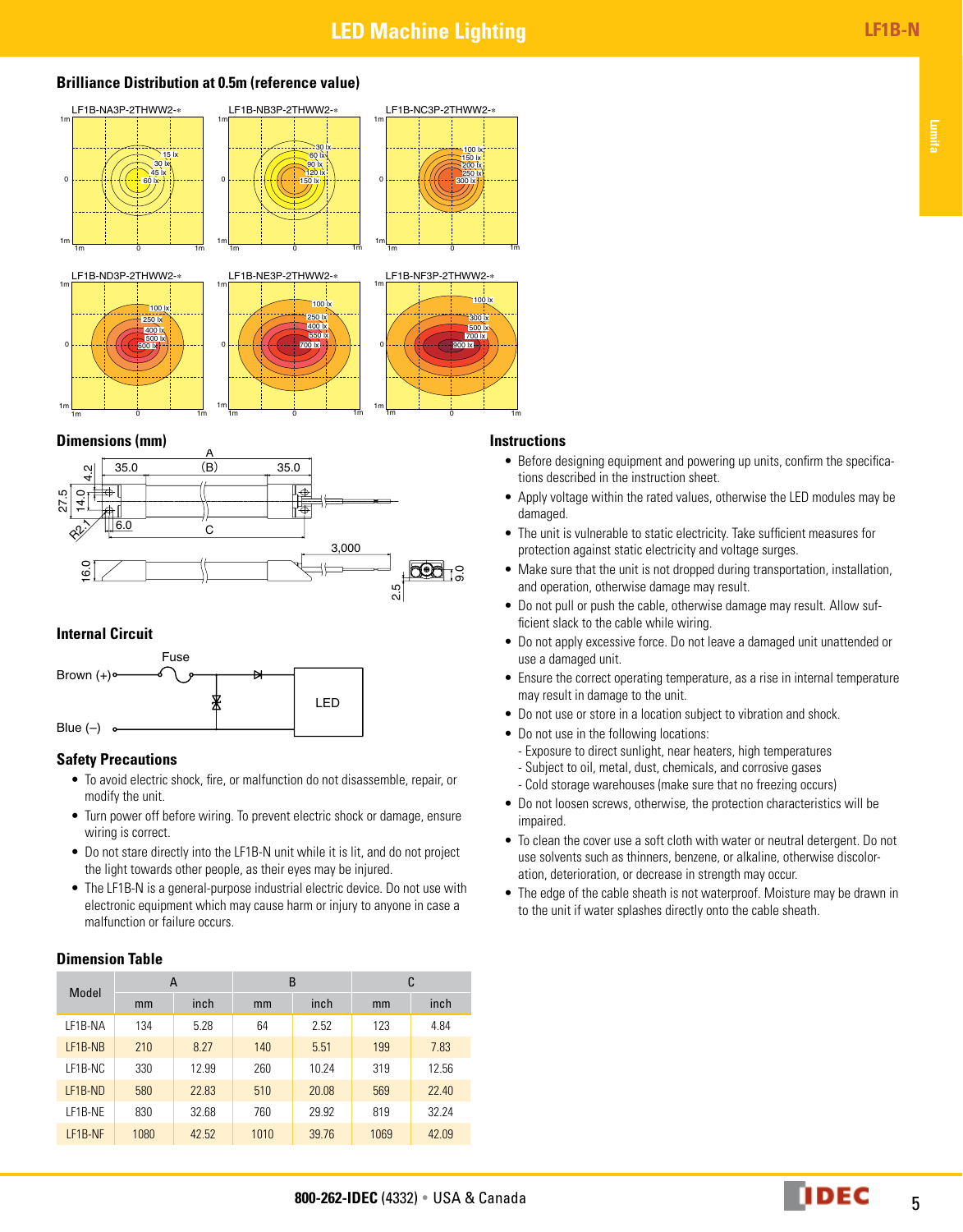## Brilliance Distribution at 0.5m (reference value)

LF1B-NA3P-2THWW2-*

15 lx
30 lx
45 lx
60 lx

LF1B-NB3P-2THWW2-*

30 lx
60 lx
90 lx
120 lx
150 lx

LF1B-NC3P-2THWW2-*

100 lx
150 lx
200 lx
250 lx
300 lx

LF1B-ND3P-2THWW2-*

100 lx
250 lx
400 lx
500 lx
600 lx

LF1B-NE3P-2THWW2-*

100 lx
250 lx
400 lx
550 lx
700 lx

LF1B-NF3P-2THWW2-*

100 lx
300 lx
500 lx
700 lx
900 lx

1m
0
1m

## Dimensions (mm)

A
(B)
35.0
35.0
4.2
27.5
14.0
R2.1
6.0
C
3,000
16.0
2.5
9.0

## Internal Circuit

Fuse
Brown (+)
Blue (–)
LED

## Safety Precautions

- To avoid electric shock, fire, or malfunction do not disassemble, repair, or modify the unit.
- Turn power off before wiring. To prevent electric shock or damage, ensure wiring is correct.
- Do not stare directly into the LF1B-N unit while it is lit, and do not project the light towards other people, as their eyes may be injured.
- The LF1B-N is a general-purpose industrial electric device. Do not use with electronic equipment which may cause harm or injury to anyone in case a malfunction or failure occurs.

## Dimension Table

| Model | A | | B | | C | |
|---|---|---|---|---|---|---|
| | mm | inch | mm | inch | mm | inch |
| LF1B-NA | 134 | 5.28 | 64 | 2.52 | 123 | 4.84 |
| LF1B-NB | 210 | 8.27 | 140 | 5.51 | 199 | 7.83 |
| LF1B-NC | 330 | 12.99 | 260 | 10.24 | 319 | 12.56 |
| LF1B-ND | 580 | 22.83 | 510 | 20.08 | 569 | 22.40 |
| LF1B-NE | 830 | 32.68 | 760 | 29.92 | 819 | 32.24 |
| LF1B-NF | 1080 | 42.52 | 1010 | 39.76 | 1069 | 42.09 |

## Instructions

- Before designing equipment and powering up units, confirm the specifications described in the instruction sheet.
- Apply voltage within the rated values, otherwise the LED modules may be damaged.
- The unit is vulnerable to static electricity. Take sufficient measures for protection against static electricity and voltage surges.
- Make sure that the unit is not dropped during transportation, installation, and operation, otherwise damage may result.
- Do not pull or push the cable, otherwise damage may result. Allow sufficient slack to the cable while wiring.
- Do not apply excessive force. Do not leave a damaged unit unattended or use a damaged unit.
- Ensure the correct operating temperature, as a rise in internal temperature may result in damage to the unit.
- Do not use or store in a location subject to vibration and shock.
- Do not use in the following locations:
  - Exposure to direct sunlight, near heaters, high temperatures
  - Subject to oil, metal, dust, chemicals, and corrosive gases
  - Cold storage warehouses (make sure that no freezing occurs)
- Do not loosen screws, otherwise, the protection characteristics will be impaired.
- To clean the cover use a soft cloth with water or neutral detergent. Do not use solvents such as thinners, benzene, or alkaline, otherwise discoloration, deterioration, or decrease in strength may occur.
- The edge of the cable sheath is not waterproof. Moisture may be drawn in to the unit if water splashes directly onto the cable sheath.